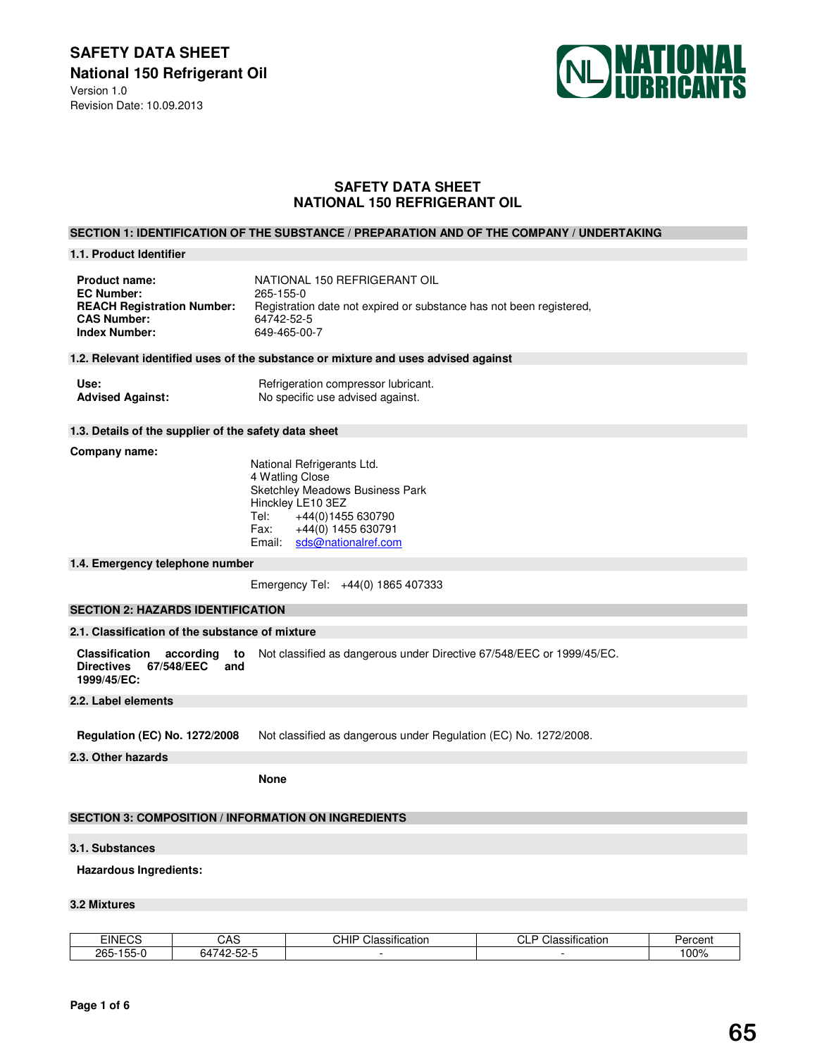**SAFETY DATA SHEET**

**National 150 Refrigerant Oil**

Version 1.0

Revision Date: 10.09.2013

# SAFETY DATA SHEET
# NATIONAL 150 REFRIGERANT OIL

## SECTION 1: IDENTIFICATION OF THE SUBSTANCE / PREPARATION AND OF THE COMPANY / UNDERTAKING

### 1.1. Product Identifier

**Product name:** NATIONAL 150 REFRIGERANT OIL
**EC Number:** 265-155-0
**REACH Registration Number:** Registration date not expired or substance has not been registered,
**CAS Number:** 64742-52-5
**Index Number:** 649-465-00-7

### 1.2. Relevant identified uses of the substance or mixture and uses advised against

**Use:** Refrigeration compressor lubricant.
**Advised Against:** No specific use advised against.

### 1.3. Details of the supplier of the safety data sheet

**Company name:**

National Refrigerants Ltd.
4 Watling Close
Sketchley Meadows Business Park
Hinckley LE10 3EZ
Tel: +44(0)1455 630790
Fax: +44(0) 1455 630791
Email: sds@nationalref.com

### 1.4. Emergency telephone number

Emergency Tel: +44(0) 1865 407333

## SECTION 2: HAZARDS IDENTIFICATION

### 2.1. Classification of the substance of mixture

**Classification according to Directives 67/548/EEC and 1999/45/EC:** Not classified as dangerous under Directive 67/548/EEC or 1999/45/EC.

### 2.2. Label elements

**Regulation (EC) No. 1272/2008** Not classified as dangerous under Regulation (EC) No. 1272/2008.

### 2.3. Other hazards

**None**

## SECTION 3: COMPOSITION / INFORMATION ON INGREDIENTS

### 3.1. Substances

**Hazardous Ingredients:**

### 3.2 Mixtures

| EINECS | CAS | CHIP Classification | CLP Classification | Percent |
|---|---|---|---|---|
| 265-155-0 | 64742-52-5 | - | - | 100% |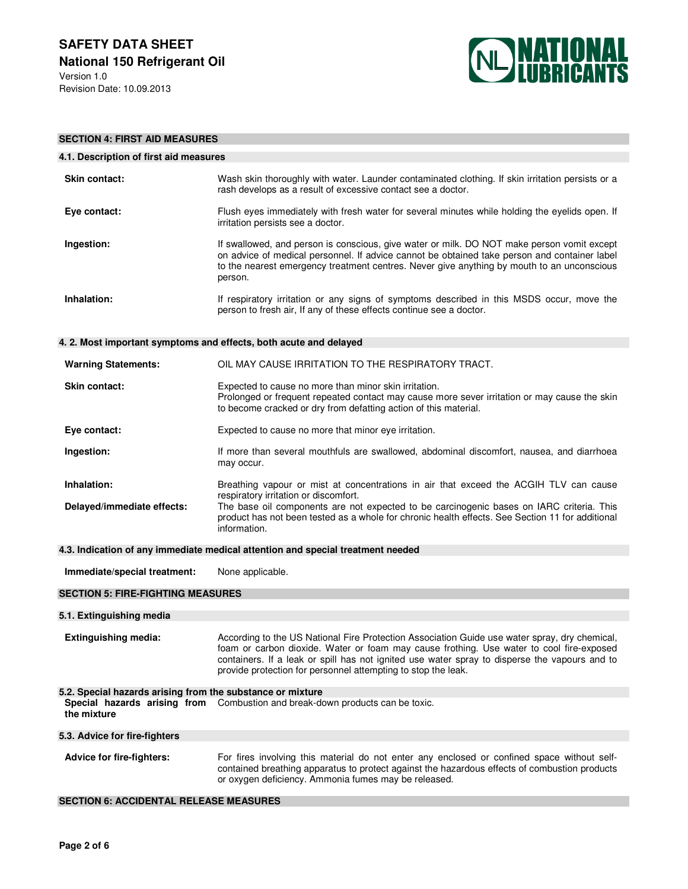## SECTION 4: FIRST AID MEASURES

### 4.1. Description of first aid measures

**Skin contact:** Wash skin thoroughly with water. Launder contaminated clothing. If skin irritation persists or a rash develops as a result of excessive contact see a doctor.

**Eye contact:** Flush eyes immediately with fresh water for several minutes while holding the eyelids open. If irritation persists see a doctor.

**Ingestion:** If swallowed, and person is conscious, give water or milk. DO NOT make person vomit except on advice of medical personnel. If advice cannot be obtained take person and container label to the nearest emergency treatment centres. Never give anything by mouth to an unconscious person.

**Inhalation:** If respiratory irritation or any signs of symptoms described in this MSDS occur, move the person to fresh air, If any of these effects continue see a doctor.

### 4. 2. Most important symptoms and effects, both acute and delayed

**Warning Statements:** OIL MAY CAUSE IRRITATION TO THE RESPIRATORY TRACT.

**Skin contact:** Expected to cause no more than minor skin irritation.
Prolonged or frequent repeated contact may cause more sever irritation or may cause the skin to become cracked or dry from defatting action of this material.

**Eye contact:** Expected to cause no more that minor eye irritation.

**Ingestion:** If more than several mouthfuls are swallowed, abdominal discomfort, nausea, and diarrhoea may occur.

**Inhalation:** Breathing vapour or mist at concentrations in air that exceed the ACGIH TLV can cause respiratory irritation or discomfort.

**Delayed/immediate effects:** The base oil components are not expected to be carcinogenic bases on IARC criteria. This product has not been tested as a whole for chronic health effects. See Section 11 for additional information.

### 4.3. Indication of any immediate medical attention and special treatment needed

**Immediate/special treatment:** None applicable.

## SECTION 5: FIRE-FIGHTING MEASURES

### 5.1. Extinguishing media

**Extinguishing media:** According to the US National Fire Protection Association Guide use water spray, dry chemical, foam or carbon dioxide. Water or foam may cause frothing. Use water to cool fire-exposed containers. If a leak or spill has not ignited use water spray to disperse the vapours and to provide protection for personnel attempting to stop the leak.

### 5.2. Special hazards arising from the substance or mixture

**Special hazards arising from the mixture** Combustion and break-down products can be toxic.

### 5.3. Advice for fire-fighters

**Advice for fire-fighters:** For fires involving this material do not enter any enclosed or confined space without self-contained breathing apparatus to protect against the hazardous effects of combustion products or oxygen deficiency. Ammonia fumes may be released.

## SECTION 6: ACCIDENTAL RELEASE MEASURES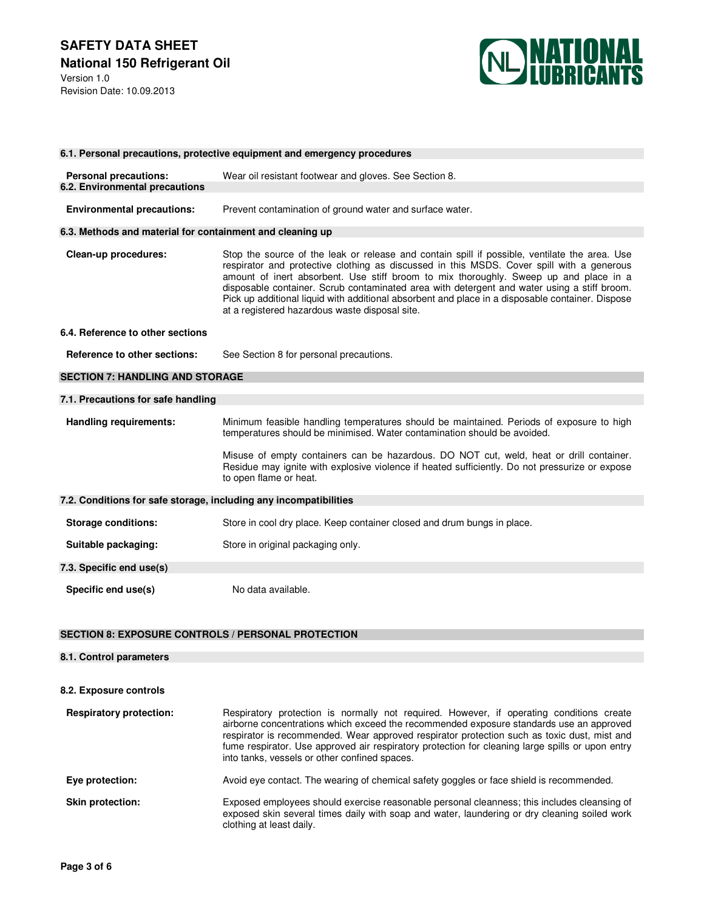### 6.1. Personal precautions, protective equipment and emergency procedures

**Personal precautions:** Wear oil resistant footwear and gloves. See Section 8.

### 6.2. Environmental precautions

**Environmental precautions:** Prevent contamination of ground water and surface water.

### 6.3. Methods and material for containment and cleaning up

**Clean-up procedures:** Stop the source of the leak or release and contain spill if possible, ventilate the area. Use respirator and protective clothing as discussed in this MSDS. Cover spill with a generous amount of inert absorbent. Use stiff broom to mix thoroughly. Sweep up and place in a disposable container. Scrub contaminated area with detergent and water using a stiff broom. Pick up additional liquid with additional absorbent and place in a disposable container. Dispose at a registered hazardous waste disposal site.

### 6.4. Reference to other sections

**Reference to other sections:** See Section 8 for personal precautions.

## SECTION 7: HANDLING AND STORAGE

### 7.1. Precautions for safe handling

**Handling requirements:** Minimum feasible handling temperatures should be maintained. Periods of exposure to high temperatures should be minimised. Water contamination should be avoided.

Misuse of empty containers can be hazardous. DO NOT cut, weld, heat or drill container. Residue may ignite with explosive violence if heated sufficiently. Do not pressurize or expose to open flame or heat.

### 7.2. Conditions for safe storage, including any incompatibilities

**Storage conditions:** Store in cool dry place. Keep container closed and drum bungs in place.

**Suitable packaging:** Store in original packaging only.

### 7.3. Specific end use(s)

**Specific end use(s)** No data available.

## SECTION 8: EXPOSURE CONTROLS / PERSONAL PROTECTION

### 8.1. Control parameters

### 8.2. Exposure controls

**Respiratory protection:** Respiratory protection is normally not required. However, if operating conditions create airborne concentrations which exceed the recommended exposure standards use an approved respirator is recommended. Wear approved respirator protection such as toxic dust, mist and fume respirator. Use approved air respiratory protection for cleaning large spills or upon entry into tanks, vessels or other confined spaces.

**Eye protection:** Avoid eye contact. The wearing of chemical safety goggles or face shield is recommended.

**Skin protection:** Exposed employees should exercise reasonable personal cleanness; this includes cleansing of exposed skin several times daily with soap and water, laundering or dry cleaning soiled work clothing at least daily.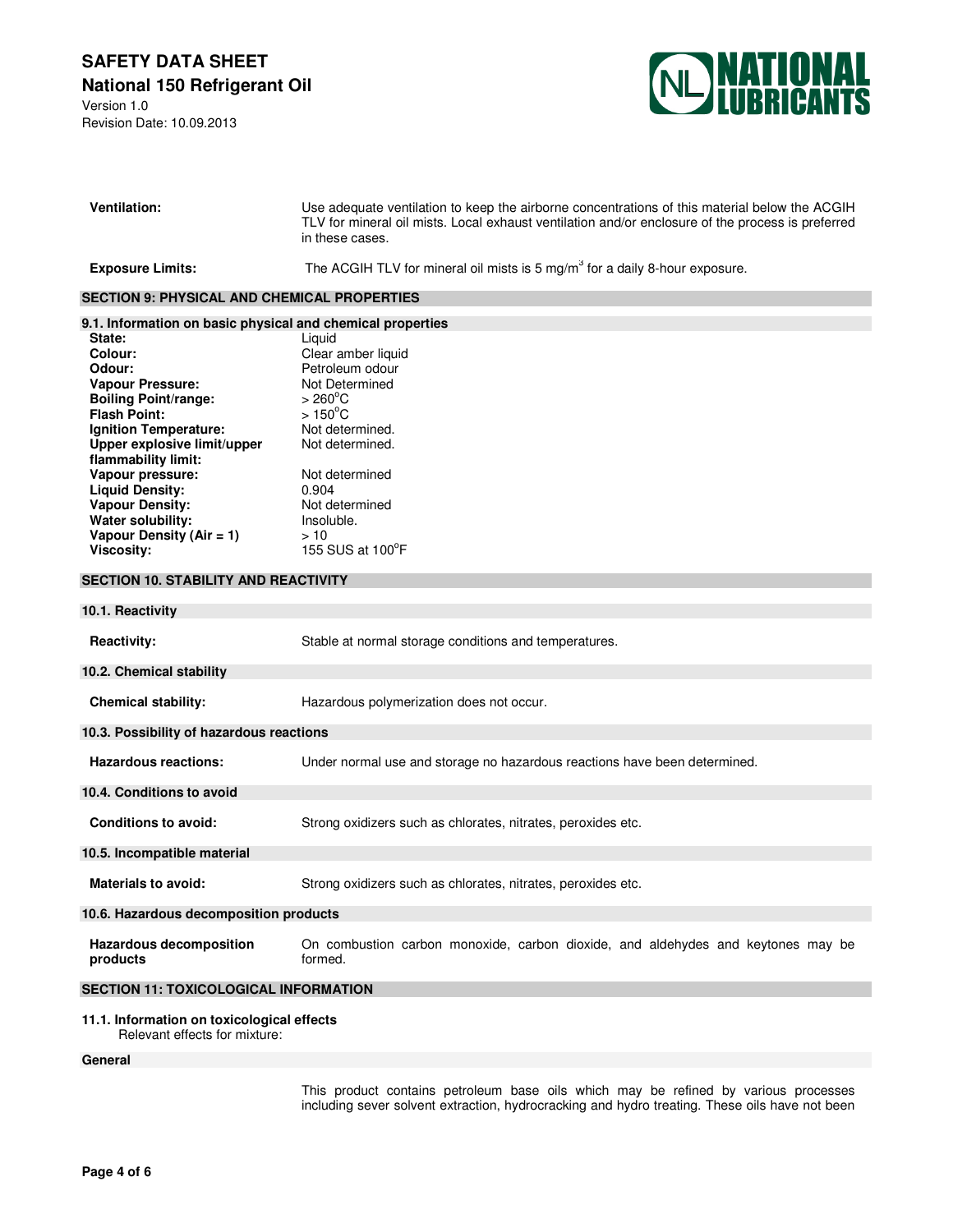| | |
|---|---|
| **Ventilation:** | Use adequate ventilation to keep the airborne concentrations of this material below the ACGIH TLV for mineral oil mists. Local exhaust ventilation and/or enclosure of the process is preferred in these cases. |
| **Exposure Limits:** | The ACGIH TLV for mineral oil mists is 5 mg/m$^3$ for a daily 8-hour exposure. |

## SECTION 9: PHYSICAL AND CHEMICAL PROPERTIES

### 9.1. Information on basic physical and chemical properties

| | |
|---|---|
| **State:** | Liquid |
| **Colour:** | Clear amber liquid |
| **Odour:** | Petroleum odour |
| **Vapour Pressure:** | Not Determined |
| **Boiling Point/range:** | > 260°C |
| **Flash Point:** | > 150°C |
| **Ignition Temperature:** | Not determined. |
| **Upper explosive limit/upper flammability limit:** | Not determined. |
| **Vapour pressure:** | Not determined |
| **Liquid Density:** | 0.904 |
| **Vapour Density:** | Not determined |
| **Water solubility:** | Insoluble. |
| **Vapour Density (Air = 1)** | > 10 |
| **Viscosity:** | 155 SUS at 100°F |

## SECTION 10. STABILITY AND REACTIVITY

### 10.1. Reactivity

| | |
|---|---|
| **Reactivity:** | Stable at normal storage conditions and temperatures. |

### 10.2. Chemical stability

| | |
|---|---|
| **Chemical stability:** | Hazardous polymerization does not occur. |

### 10.3. Possibility of hazardous reactions

| | |
|---|---|
| **Hazardous reactions:** | Under normal use and storage no hazardous reactions have been determined. |

### 10.4. Conditions to avoid

| | |
|---|---|
| **Conditions to avoid:** | Strong oxidizers such as chlorates, nitrates, peroxides etc. |

### 10.5. Incompatible material

| | |
|---|---|
| **Materials to avoid:** | Strong oxidizers such as chlorates, nitrates, peroxides etc. |

### 10.6. Hazardous decomposition products

| | |
|---|---|
| **Hazardous decomposition products** | On combustion carbon monoxide, carbon dioxide, and aldehydes and keytones may be formed. |

## SECTION 11: TOXICOLOGICAL INFORMATION

### 11.1. Information on toxicological effects

Relevant effects for mixture:

**General**

This product contains petroleum base oils which may be refined by various processes including sever solvent extraction, hydrocracking and hydro treating. These oils have not been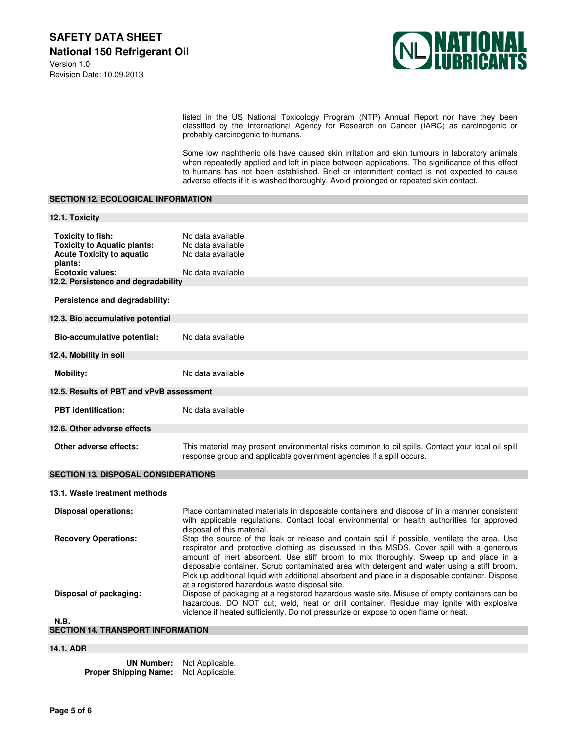listed in the US National Toxicology Program (NTP) Annual Report nor have they been classified by the International Agency for Research on Cancer (IARC) as carcinogenic or probably carcinogenic to humans.

Some low naphthenic oils have caused skin irritation and skin tumours in laboratory animals when repeatedly applied and left in place between applications. The significance of this effect to humans has not been established. Brief or intermittent contact is not expected to cause adverse effects if it is washed thoroughly. Avoid prolonged or repeated skin contact.

## SECTION 12. ECOLOGICAL INFORMATION

### 12.1. Toxicity

**Toxicity to fish:** No data available
**Toxicity to Aquatic plants:** No data available
**Acute Toxicity to aquatic plants:** No data available
**Ecotoxic values:** No data available

### 12.2. Persistence and degradability

**Persistence and degradability:**

### 12.3. Bio accumulative potential

**Bio-accumulative potential:** No data available

### 12.4. Mobility in soil

**Mobility:** No data available

### 12.5. Results of PBT and vPvB assessment

**PBT identification:** No data available

### 12.6. Other adverse effects

**Other adverse effects:** This material may present environmental risks common to oil spills. Contact your local oil spill response group and applicable government agencies if a spill occurs.

## SECTION 13. DISPOSAL CONSIDERATIONS

### 13.1. Waste treatment methods

**Disposal operations:** Place contaminated materials in disposable containers and dispose of in a manner consistent with applicable regulations. Contact local environmental or health authorities for approved disposal of this material.

**Recovery Operations:** Stop the source of the leak or release and contain spill if possible, ventilate the area. Use respirator and protective clothing as discussed in this MSDS. Cover spill with a generous amount of inert absorbent. Use stiff broom to mix thoroughly. Sweep up and place in a disposable container. Scrub contaminated area with detergent and water using a stiff broom. Pick up additional liquid with additional absorbent and place in a disposable container. Dispose at a registered hazardous waste disposal site.

**Disposal of packaging:** Dispose of packaging at a registered hazardous waste site. Misuse of empty containers can be hazardous. DO NOT cut, weld, heat or drill container. Residue may ignite with explosive violence if heated sufficiently. Do not pressurize or expose to open flame or heat.

**N.B.**

## SECTION 14. TRANSPORT INFORMATION

### 14.1. ADR

**UN Number:** Not Applicable.
**Proper Shipping Name:** Not Applicable.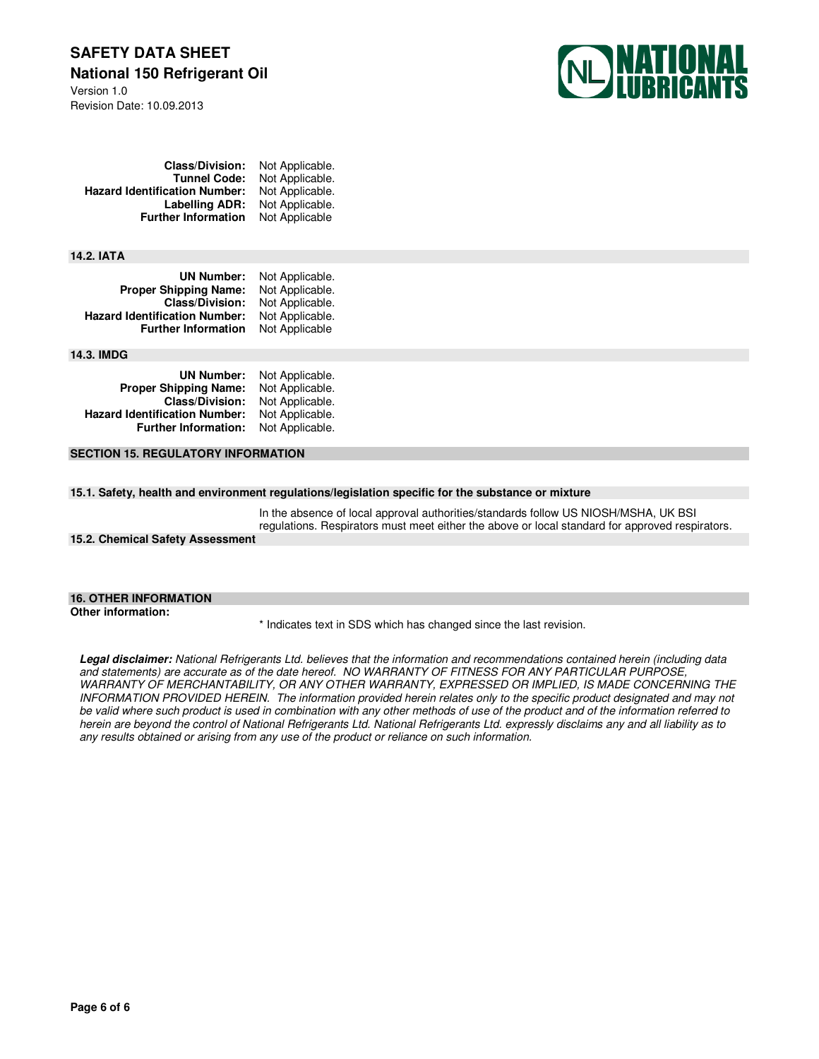| | |
|---|---|
| **Class/Division:** | Not Applicable. |
| **Tunnel Code:** | Not Applicable. |
| **Hazard Identification Number:** | Not Applicable. |
| **Labelling ADR:** | Not Applicable. |
| **Further Information** | Not Applicable |

### 14.2. IATA

| | |
|---|---|
| **UN Number:** | Not Applicable. |
| **Proper Shipping Name:** | Not Applicable. |
| **Class/Division:** | Not Applicable. |
| **Hazard Identification Number:** | Not Applicable. |
| **Further Information** | Not Applicable |

### 14.3. IMDG

| | |
|---|---|
| **UN Number:** | Not Applicable. |
| **Proper Shipping Name:** | Not Applicable. |
| **Class/Division:** | Not Applicable. |
| **Hazard Identification Number:** | Not Applicable. |
| **Further Information:** | Not Applicable. |

## SECTION 15. REGULATORY INFORMATION

### 15.1. Safety, health and environment regulations/legislation specific for the substance or mixture

In the absence of local approval authorities/standards follow US NIOSH/MSHA, UK BSI regulations. Respirators must meet either the above or local standard for approved respirators.

### 15.2. Chemical Safety Assessment

## 16. OTHER INFORMATION

**Other information:**

* Indicates text in SDS which has changed since the last revision.

***Legal disclaimer:*** *National Refrigerants Ltd. believes that the information and recommendations contained herein (including data and statements) are accurate as of the date hereof. NO WARRANTY OF FITNESS FOR ANY PARTICULAR PURPOSE, WARRANTY OF MERCHANTABILITY, OR ANY OTHER WARRANTY, EXPRESSED OR IMPLIED, IS MADE CONCERNING THE INFORMATION PROVIDED HEREIN. The information provided herein relates only to the specific product designated and may not be valid where such product is used in combination with any other methods of use of the product and of the information referred to herein are beyond the control of National Refrigerants Ltd. National Refrigerants Ltd. expressly disclaims any and all liability as to any results obtained or arising from any use of the product or reliance on such information.*